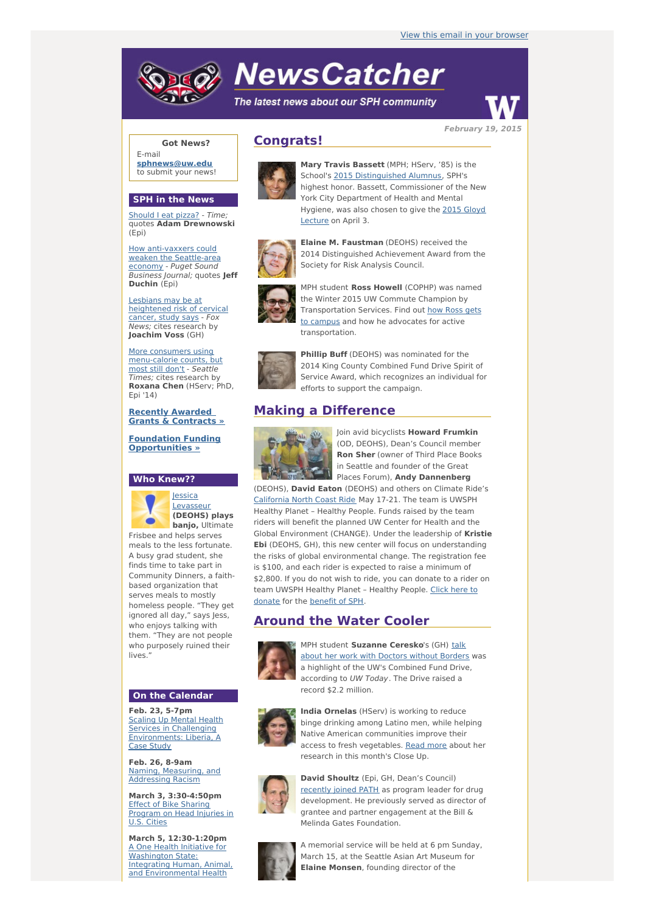View this email in your browser

# NewsCatcher

*The latest news about our SPH community*

**February 19, 2015**

## Congrats!

**Mary Travis Bassett** (MPH; HServ, '85) is the School's 2015 Distinguished Alumnus, SPH's highest honor. Bassett, Commissioner of the New York City Department of Health and Mental Hygiene, was also chosen to give the 2015 Gloyd Lecture on April 3.

**Elaine M. Faustman** (DEOHS) received the 2014 Distinguished Achievement Award from the Society for Risk Analysis Council.

MPH student **Ross Howell** (COPHP) was named the Winter 2015 UW Commute Champion by Transportation Services. Find out how Ross gets to campus and how he advocates for active transportation.

**Phillip Buff** (DEOHS) was nominated for the 2014 King County Combined Fund Drive Spirit of Service Award, which recognizes an individual for efforts to support the campaign.

## Making a Difference

Join avid bicyclists **Howard Frumkin** (OD, DEOHS), Dean's Council member **Ron Sher** (owner of Third Place Books in Seattle and founder of the Great Places Forum), **Andy Dannenberg** (DEOHS), **David Eaton** (DEOHS) and others on Climate Ride's California North Coast Ride May 17-21. The team is UWSPH Healthy Planet – Healthy People. Funds raised by the team riders will benefit the planned UW Center for Health and the Global Environment (CHANGE). Under the leadership of **Kristie Ebi** (DEOHS, GH), this new center will focus on understanding the risks of global environmental change. The registration fee is $100, and each rider is expected to raise a minimum of $2,800. If you do not wish to ride, you can donate to a rider on team UWSPH Healthy Planet – Healthy People. Click here to donate for the benefit of SPH.

## Around the Water Cooler

MPH student **Suzanne Ceresko**'s (GH) talk about her work with Doctors without Borders was a highlight of the UW's Combined Fund Drive, according to *UW Today*. The Drive raised a record $2.2 million.

**India Ornelas** (HServ) is working to reduce binge drinking among Latino men, while helping Native American communities improve their access to fresh vegetables. Read more about her research in this month's Close Up.

**David Shoultz** (Epi, GH, Dean's Council) recently joined PATH as program leader for drug development. He previously served as director of grantee and partner engagement at the Bill & Melinda Gates Foundation.

A memorial service will be held at 6 pm Sunday, March 15, at the Seattle Asian Art Museum for **Elaine Monsen**, founding director of the

---

### Got News?

E-mail **sphnews@uw.edu** to submit your news!

### SPH in the News

Should I eat pizza? - *Time;* quotes **Adam Drewnowski** (Epi)

How anti-vaxxers could weaken the Seattle-area economy - *Puget Sound Business Journal;* quotes **Jeff Duchin** (Epi)

Lesbians may be at heightened risk of cervical cancer, study says - *Fox News;* cites research by **Joachim Voss** (GH)

More consumers using menu-calorie counts, but most still don't - *Seattle Times;* cites research by **Roxana Chen** (HServ; PhD, Epi '14)

**Recently Awarded Grants & Contracts »**

**Foundation Funding Opportunities »**

### Who Knew??

Jessica Levasseur **(DEOHS) plays banjo,** Ultimate Frisbee and helps serves meals to the less fortunate. A busy grad student, she finds time to take part in Community Dinners, a faith-based organization that serves meals to mostly homeless people. "They get ignored all day," says Jess, who enjoys talking with them. "They are not people who purposely ruined their lives."

### On the Calendar

**Feb. 23, 5-7pm**
Scaling Up Mental Health Services in Challenging Environments: Liberia, A Case Study

**Feb. 26, 8-9am**
Naming, Measuring, and Addressing Racism

**March 3, 3:30-4:50pm**
Effect of Bike Sharing Program on Head Injuries in U.S. Cities

**March 5, 12:30-1:20pm**
A One Health Initiative for Washington State: Integrating Human, Animal, and Environmental Health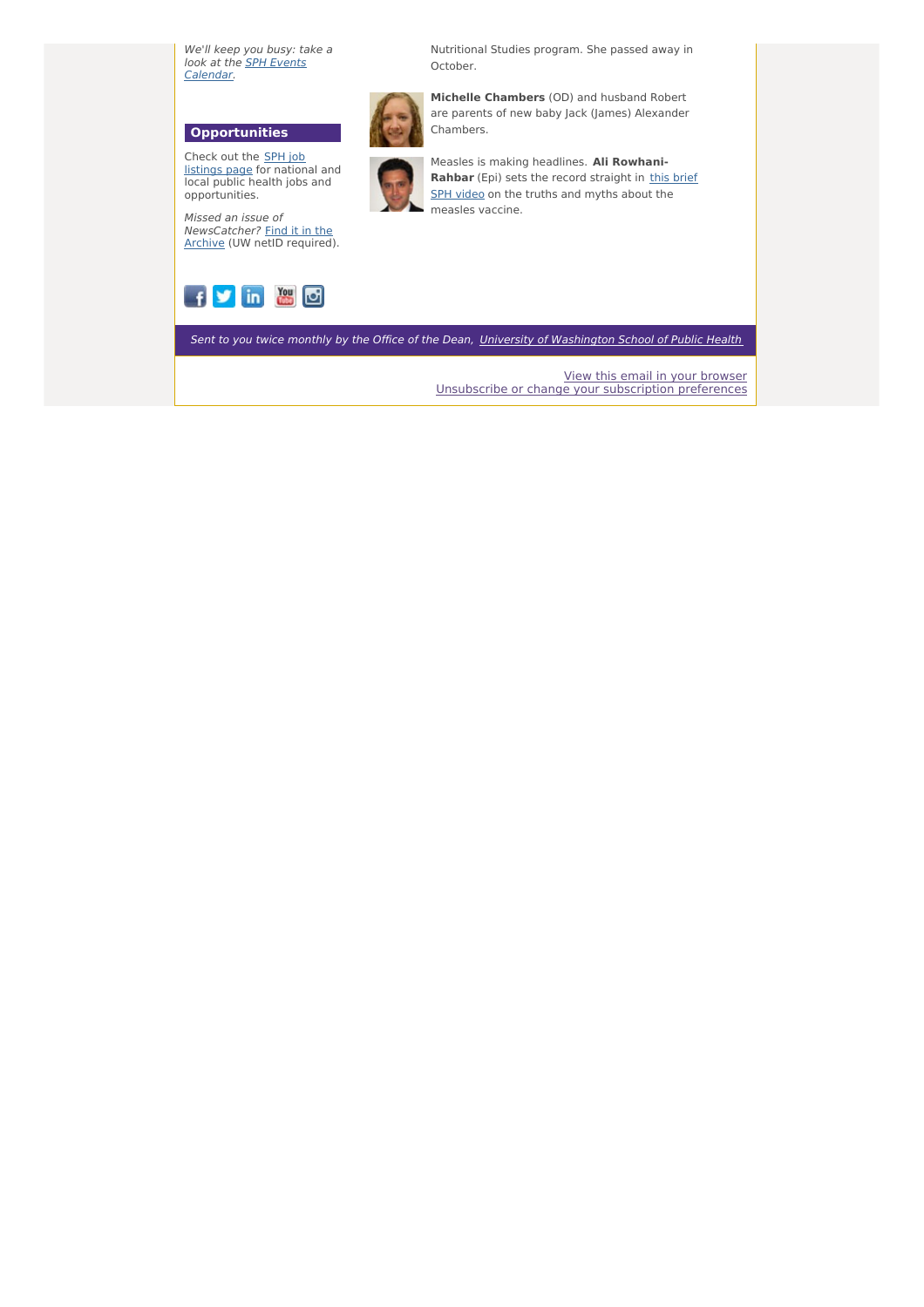*We'll keep you busy: take a look at the SPH Events Calendar.*

## Opportunities

Check out the SPH job listings page for national and local public health jobs and opportunities.

*Missed an issue of NewsCatcher?* Find it in the Archive (UW netID required).

Nutritional Studies program. She passed away in October.

**Michelle Chambers** (OD) and husband Robert are parents of new baby Jack (James) Alexander Chambers.

Measles is making headlines. **Ali Rowhani-Rahbar** (Epi) sets the record straight in this brief SPH video on the truths and myths about the measles vaccine.

*Sent to you twice monthly by the Office of the Dean, University of Washington School of Public Health*

View this email in your browser
Unsubscribe or change your subscription preferences